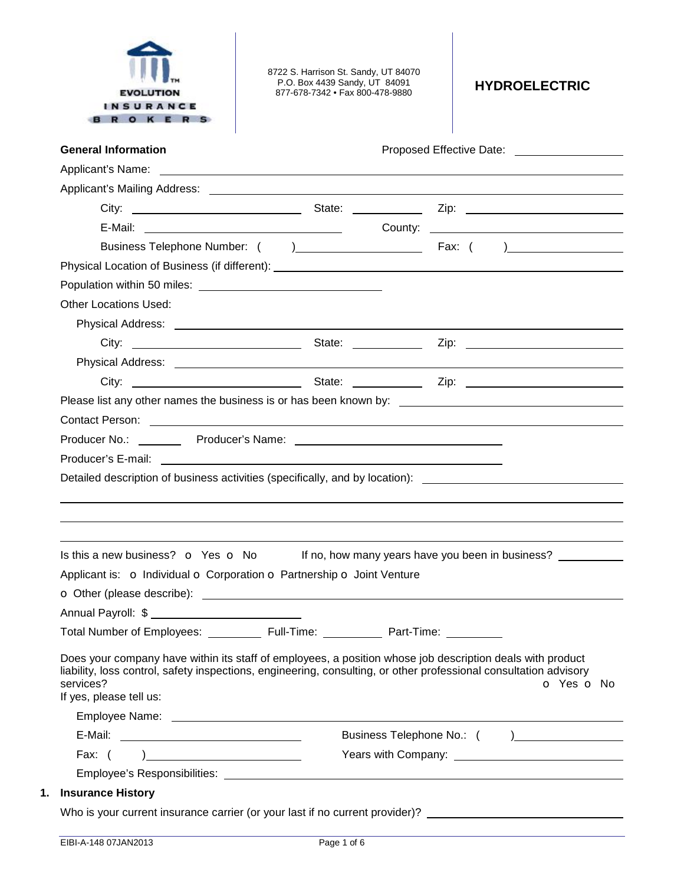EVOLUTION INSURANCE BROKERS™

8722 S. Harrison St. Sandy, UT 84070
P.O. Box 4439 Sandy, UT 84091
877-678-7342 • Fax 800-478-9880

# HYDROELECTRIC

**General Information** Proposed Effective Date: ________________

Applicant's Name: ________________

Applicant's Mailing Address: ________________

City: ________________ State: __________ Zip: ________________

E-Mail: ________________ County: ________________

Business Telephone Number: ( ) ________________ Fax: ( ) ________________

Physical Location of Business (if different): ________________

Population within 50 miles: ________________

Other Locations Used:

Physical Address: ________________

City: ________________ State: __________ Zip: ________________

Physical Address: ________________

City: ________________ State: __________ Zip: ________________

Please list any other names the business is or has been known by: ________________

Contact Person: ________________

Producer No.: ________ Producer's Name: ________________

Producer's E-mail: ________________

Detailed description of business activities (specifically, and by location): ________________

________________

________________

________________

Is this a new business? o Yes o No If no, how many years have you been in business? __________

Applicant is: o Individual o Corporation o Partnership o Joint Venture

o Other (please describe): ________________

Annual Payroll: $ ________________

Total Number of Employees: ________ Full-Time: ________ Part-Time: ________

Does your company have within its staff of employees, a position whose job description deals with product liability, loss control, safety inspections, engineering, consulting, or other professional consultation advisory services? o Yes o No

If yes, please tell us:

Employee Name: ________________

E-Mail: ________________ Business Telephone No.: ( ) ________________

Fax: ( ) ________________ Years with Company: ________________

Employee's Responsibilities: ________________

## 1. Insurance History

Who is your current insurance carrier (or your last if no current provider)? ________________

EIBI-A-148 07JAN2013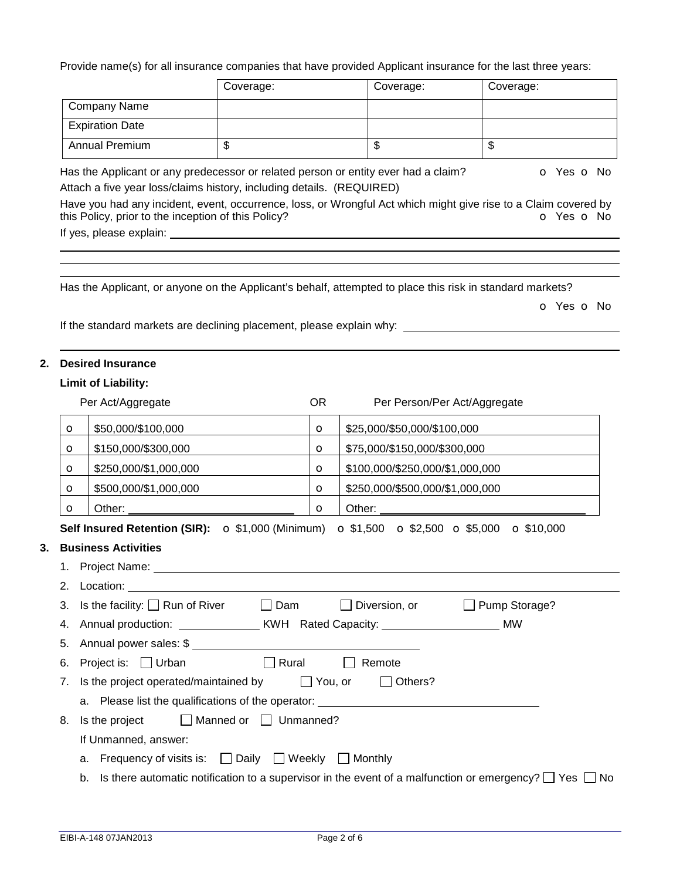Provide name(s) for all insurance companies that have provided Applicant insurance for the last three years:

| | Coverage: | Coverage: | Coverage: |
|---|---|---|---|
| Company Name | | | |
| Expiration Date | | | |
| Annual Premium | $ | $ | $ |

Has the Applicant or any predecessor or related person or entity ever had a claim? o Yes o No

Attach a five year loss/claims history, including details. (REQUIRED)

Have you had any incident, event, occurrence, loss, or Wrongful Act which might give rise to a Claim covered by this Policy, prior to the inception of this Policy? o Yes o No

If yes, please explain: ______________________________________________

______________________________________________

______________________________________________

______________________________________________

Has the Applicant, or anyone on the Applicant's behalf, attempted to place this risk in standard markets?

o Yes o No

If the standard markets are declining placement, please explain why: ______________________

______________________________________________

## 2. Desired Insurance

**Limit of Liability:**

| | Per Act/Aggregate | | Per Person/Per Act/Aggregate |
|---|---|---|---|
| o | $50,000/$100,000 | o | $25,000/$50,000/$100,000 |
| o | $150,000/$300,000 | o | $75,000/$150,000/$300,000 |
| o | $250,000/$1,000,000 | o | $100,000/$250,000/$1,000,000 |
| o | $500,000/$1,000,000 | o | $250,000/$500,000/$1,000,000 |
| o | Other: ______________ | o | Other: ______________ |

(Per Act/Aggregate OR Per Person/Per Act/Aggregate)

**Self Insured Retention (SIR):** o $1,000 (Minimum) o $1,500 o $2,500 o $5,000 o $10,000

## 3. Business Activities

1. Project Name: ______________________________________________
2. Location: ______________________________________________
3. Is the facility: ☐ Run of River ☐ Dam ☐ Diversion, or ☐ Pump Storage?
4. Annual production: ____________ KWH Rated Capacity: ________________ MW
5. Annual power sales: $ ______________________________
6. Project is: ☐ Urban ☐ Rural ☐ Remote
7. Is the project operated/maintained by ☐ You, or ☐ Others?
   a. Please list the qualifications of the operator: ______________________________
8. Is the project ☐ Manned or ☐ Unmanned?

   If Unmanned, answer:

   a. Frequency of visits is: ☐ Daily ☐ Weekly ☐ Monthly
   b. Is there automatic notification to a supervisor in the event of a malfunction or emergency? ☐ Yes ☐ No

EIBI-A-148 07JAN2013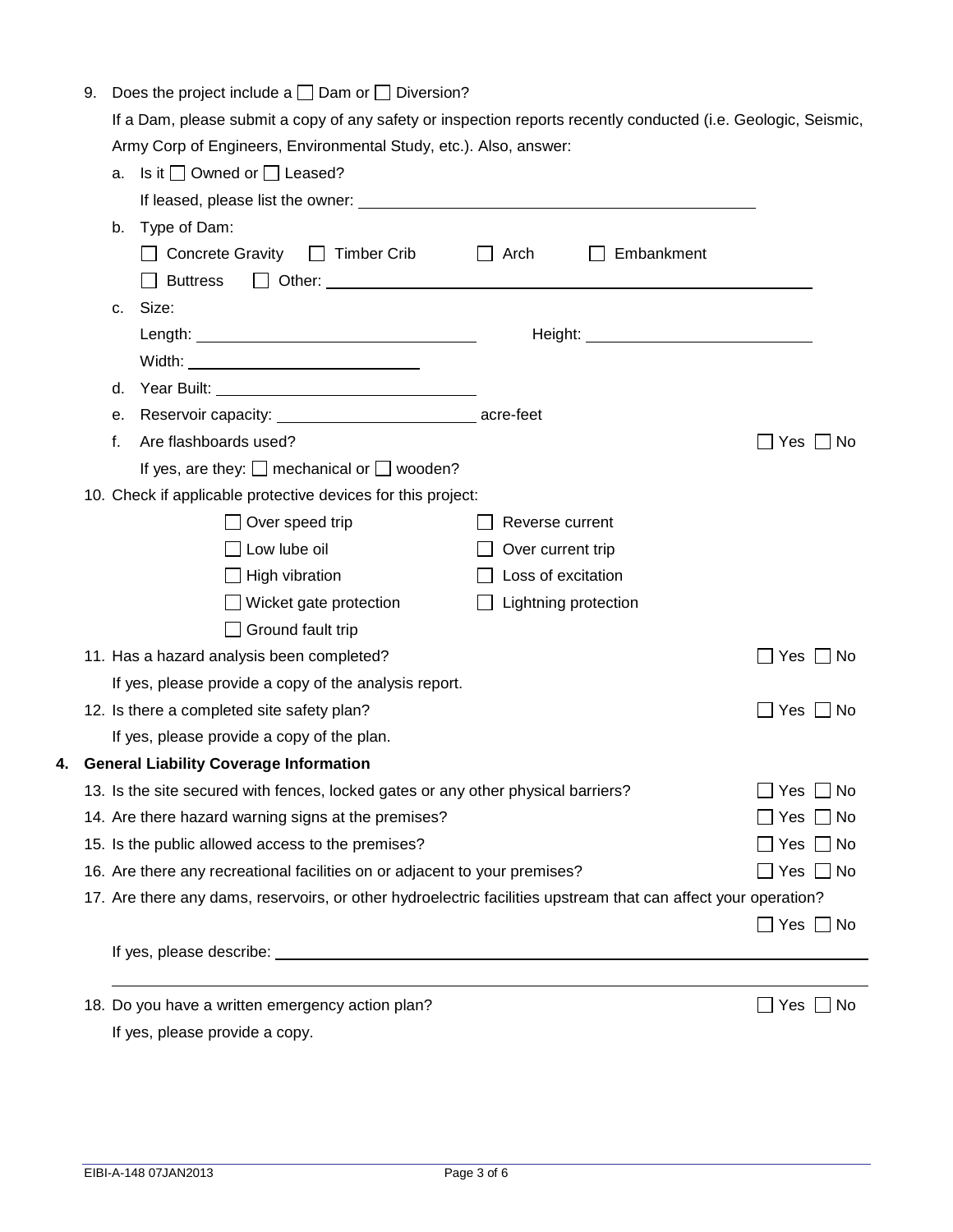9. Does the project include a ☐ Dam or ☐ Diversion?

   If a Dam, please submit a copy of any safety or inspection reports recently conducted (i.e. Geologic, Seismic, Army Corp of Engineers, Environmental Study, etc.). Also, answer:

   a. Is it ☐ Owned or ☐ Leased?

      If leased, please list the owner: ______________________________

   b. Type of Dam:

      ☐ Concrete Gravity ☐ Timber Crib ☐ Arch ☐ Embankment

      ☐ Buttress ☐ Other: ______________________________

   c. Size:

      Length: ____________________ Height: ____________________

      Width: ____________________

   d. Year Built: ____________________

   e. Reservoir capacity: ____________________ acre-feet

   f. Are flashboards used? ☐ Yes ☐ No

      If yes, are they: ☐ mechanical or ☐ wooden?

10. Check if applicable protective devices for this project:

    ☐ Over speed trip ☐ Reverse current

    ☐ Low lube oil ☐ Over current trip

    ☐ High vibration ☐ Loss of excitation

    ☐ Wicket gate protection ☐ Lightning protection

    ☐ Ground fault trip

11. Has a hazard analysis been completed? ☐ Yes ☐ No

    If yes, please provide a copy of the analysis report.

12. Is there a completed site safety plan? ☐ Yes ☐ No

    If yes, please provide a copy of the plan.

## 4. General Liability Coverage Information

13. Is the site secured with fences, locked gates or any other physical barriers? ☐ Yes ☐ No

14. Are there hazard warning signs at the premises? ☐ Yes ☐ No

15. Is the public allowed access to the premises? ☐ Yes ☐ No

16. Are there any recreational facilities on or adjacent to your premises? ☐ Yes ☐ No

17. Are there any dams, reservoirs, or other hydroelectric facilities upstream that can affect your operation? ☐ Yes ☐ No

    If yes, please describe: ______________________________

    ______________________________

18. Do you have a written emergency action plan? ☐ Yes ☐ No

    If yes, please provide a copy.

EIBI-A-148 07JAN2013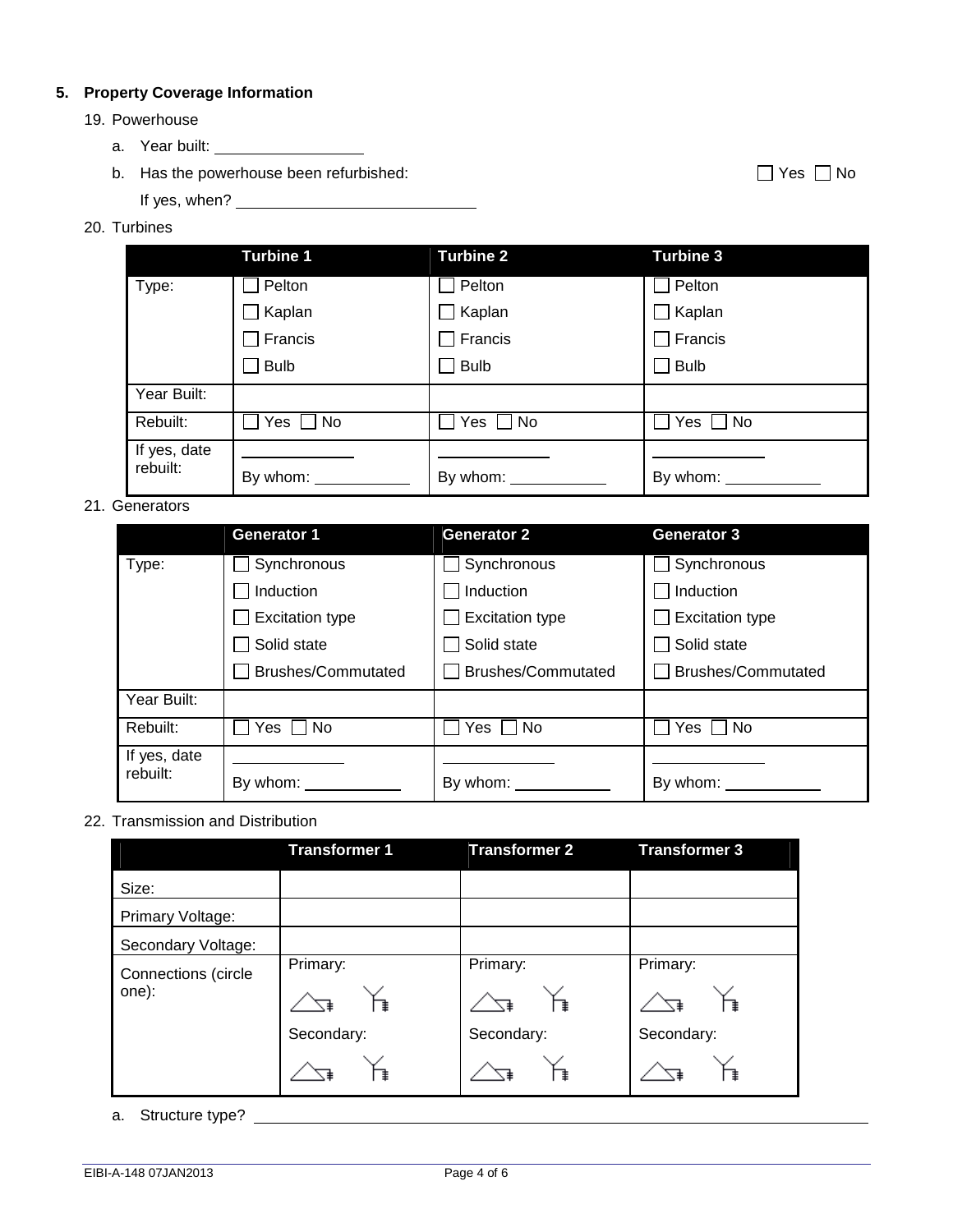## 5. Property Coverage Information

19. Powerhouse

   a. Year built: ________________

   b. Has the powerhouse been refurbished: ☐ Yes ☐ No

      If yes, when? ____________________________

20. Turbines

| | Turbine 1 | Turbine 2 | Turbine 3 |
|---|---|---|---|
| Type: | ☐ Pelton<br>☐ Kaplan<br>☐ Francis<br>☐ Bulb | ☐ Pelton<br>☐ Kaplan<br>☐ Francis<br>☐ Bulb | ☐ Pelton<br>☐ Kaplan<br>☐ Francis<br>☐ Bulb |
| Year Built: | | | |
| Rebuilt: | ☐ Yes ☐ No | ☐ Yes ☐ No | ☐ Yes ☐ No |
| If yes, date rebuilt: | ____________<br>By whom: ___________ | ____________<br>By whom: ___________ | ____________<br>By whom: ___________ |

21. Generators

| | Generator 1 | Generator 2 | Generator 3 |
|---|---|---|---|
| Type: | ☐ Synchronous<br>☐ Induction<br>☐ Excitation type<br>☐ Solid state<br>☐ Brushes/Commutated | ☐ Synchronous<br>☐ Induction<br>☐ Excitation type<br>☐ Solid state<br>☐ Brushes/Commutated | ☐ Synchronous<br>☐ Induction<br>☐ Excitation type<br>☐ Solid state<br>☐ Brushes/Commutated |
| Year Built: | | | |
| Rebuilt: | ☐ Yes ☐ No | ☐ Yes ☐ No | ☐ Yes ☐ No |
| If yes, date rebuilt: | ____________<br>By whom: ___________ | ____________<br>By whom: ___________ | ____________<br>By whom: ___________ |

22. Transmission and Distribution

| | Transformer 1 | Transformer 2 | Transformer 3 |
|---|---|---|---|
| Size: | | | |
| Primary Voltage: | | | |
| Secondary Voltage: | | | |
| Connections (circle one): | Primary: △ Y<br>Secondary: △ Y | Primary: △ Y<br>Secondary: △ Y | Primary: △ Y<br>Secondary: △ Y |

   a. Structure type? ____________________________________________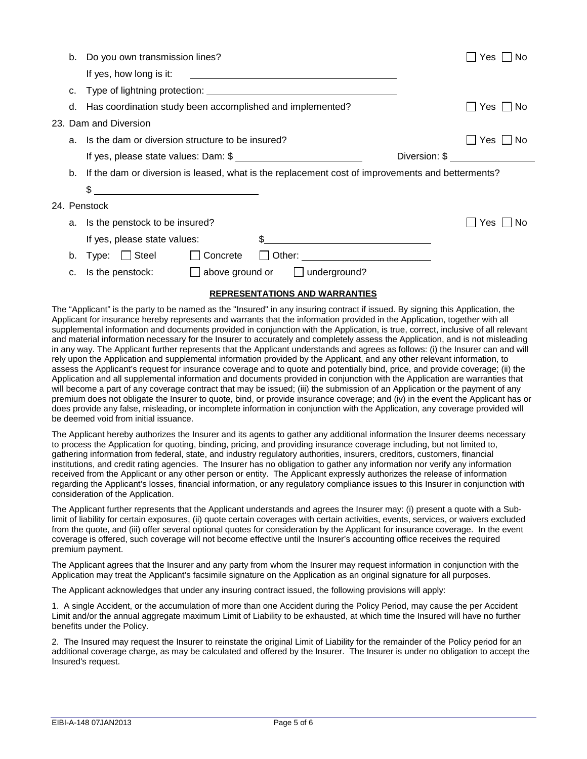b. Do you own transmission lines? ☐ Yes ☐ No

If yes, how long is it: ______________________

c. Type of lightning protection: ______________________

d. Has coordination study been accomplished and implemented? ☐ Yes ☐ No

23. Dam and Diversion

a. Is the dam or diversion structure to be insured? ☐ Yes ☐ No

If yes, please state values: Dam: $ ______________ Diversion: $ ______________

b. If the dam or diversion is leased, what is the replacement cost of improvements and betterments?

$ ______________________

24. Penstock

a. Is the penstock to be insured? ☐ Yes ☐ No

If yes, please state values: $ ______________________

b. Type: ☐ Steel ☐ Concrete ☐ Other: ______________

c. Is the penstock: ☐ above ground or ☐ underground?

**REPRESENTATIONS AND WARRANTIES**

The "Applicant" is the party to be named as the "Insured" in any insuring contract if issued. By signing this Application, the Applicant for insurance hereby represents and warrants that the information provided in the Application, together with all supplemental information and documents provided in conjunction with the Application, is true, correct, inclusive of all relevant and material information necessary for the Insurer to accurately and completely assess the Application, and is not misleading in any way. The Applicant further represents that the Applicant understands and agrees as follows: (i) the Insurer can and will rely upon the Application and supplemental information provided by the Applicant, and any other relevant information, to assess the Applicant's request for insurance coverage and to quote and potentially bind, price, and provide coverage; (ii) the Application and all supplemental information and documents provided in conjunction with the Application are warranties that will become a part of any coverage contract that may be issued; (iii) the submission of an Application or the payment of any premium does not obligate the Insurer to quote, bind, or provide insurance coverage; and (iv) in the event the Applicant has or does provide any false, misleading, or incomplete information in conjunction with the Application, any coverage provided will be deemed void from initial issuance.

The Applicant hereby authorizes the Insurer and its agents to gather any additional information the Insurer deems necessary to process the Application for quoting, binding, pricing, and providing insurance coverage including, but not limited to, gathering information from federal, state, and industry regulatory authorities, insurers, creditors, customers, financial institutions, and credit rating agencies. The Insurer has no obligation to gather any information nor verify any information received from the Applicant or any other person or entity. The Applicant expressly authorizes the release of information regarding the Applicant's losses, financial information, or any regulatory compliance issues to this Insurer in conjunction with consideration of the Application.

The Applicant further represents that the Applicant understands and agrees the Insurer may: (i) present a quote with a Sub-limit of liability for certain exposures, (ii) quote certain coverages with certain activities, events, services, or waivers excluded from the quote, and (iii) offer several optional quotes for consideration by the Applicant for insurance coverage. In the event coverage is offered, such coverage will not become effective until the Insurer's accounting office receives the required premium payment.

The Applicant agrees that the Insurer and any party from whom the Insurer may request information in conjunction with the Application may treat the Applicant's facsimile signature on the Application as an original signature for all purposes.

The Applicant acknowledges that under any insuring contract issued, the following provisions will apply:

1. A single Accident, or the accumulation of more than one Accident during the Policy Period, may cause the per Accident Limit and/or the annual aggregate maximum Limit of Liability to be exhausted, at which time the Insured will have no further benefits under the Policy.

2. The Insured may request the Insurer to reinstate the original Limit of Liability for the remainder of the Policy period for an additional coverage charge, as may be calculated and offered by the Insurer. The Insurer is under no obligation to accept the Insured's request.

EIBI-A-148 07JAN2013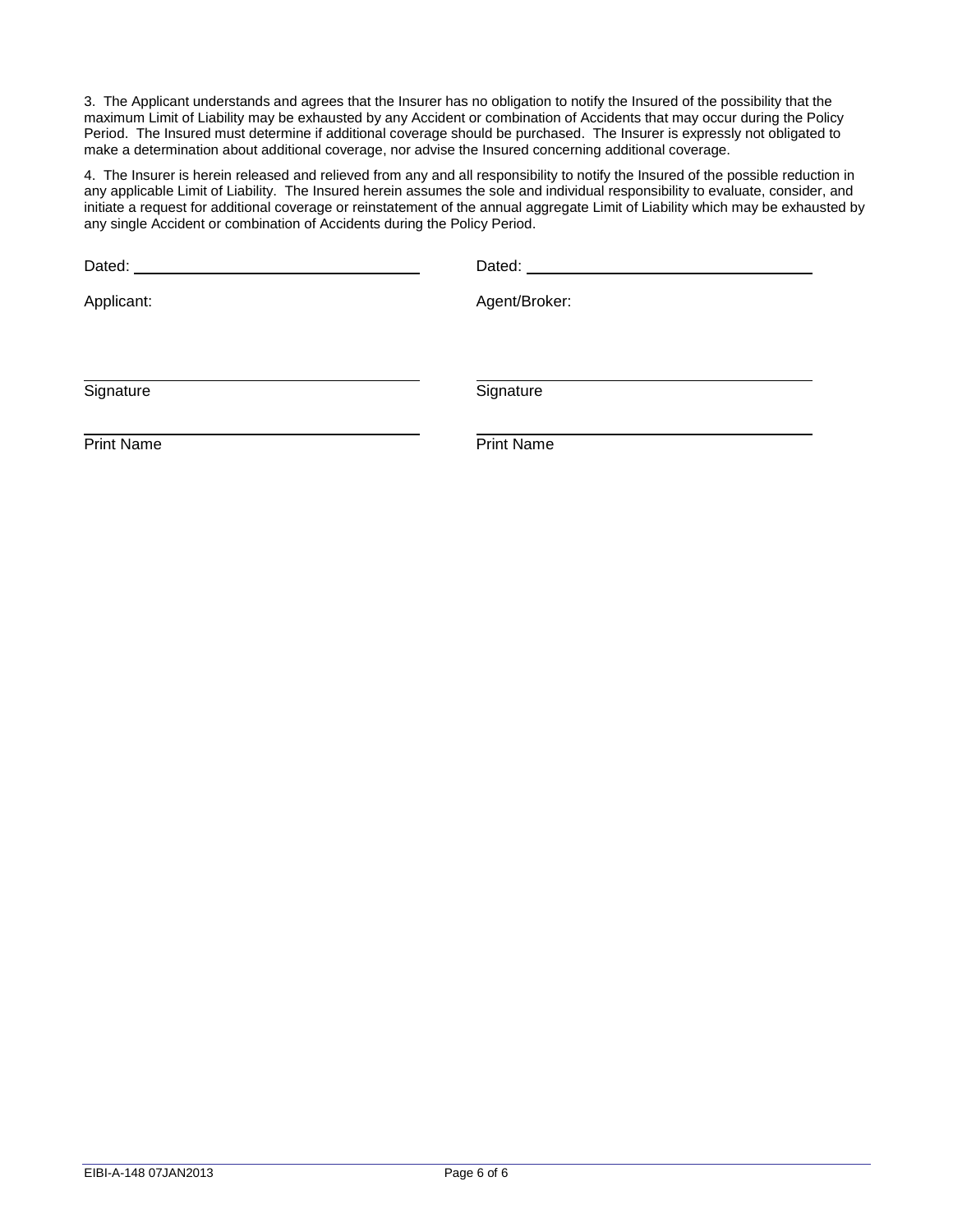3. The Applicant understands and agrees that the Insurer has no obligation to notify the Insured of the possibility that the maximum Limit of Liability may be exhausted by any Accident or combination of Accidents that may occur during the Policy Period. The Insured must determine if additional coverage should be purchased. The Insurer is expressly not obligated to make a determination about additional coverage, nor advise the Insured concerning additional coverage.

4. The Insurer is herein released and relieved from any and all responsibility to notify the Insured of the possible reduction in any applicable Limit of Liability. The Insured herein assumes the sole and individual responsibility to evaluate, consider, and initiate a request for additional coverage or reinstatement of the annual aggregate Limit of Liability which may be exhausted by any single Accident or combination of Accidents during the Policy Period.

| | |
|---|---|
| Dated: ______________________ | Dated: ______________________ |
| Applicant: | Agent/Broker: |
| ______________________ | ______________________ |
| Signature | Signature |
| ______________________ | ______________________ |
| Print Name | Print Name |

EIBI-A-148 07JAN2013